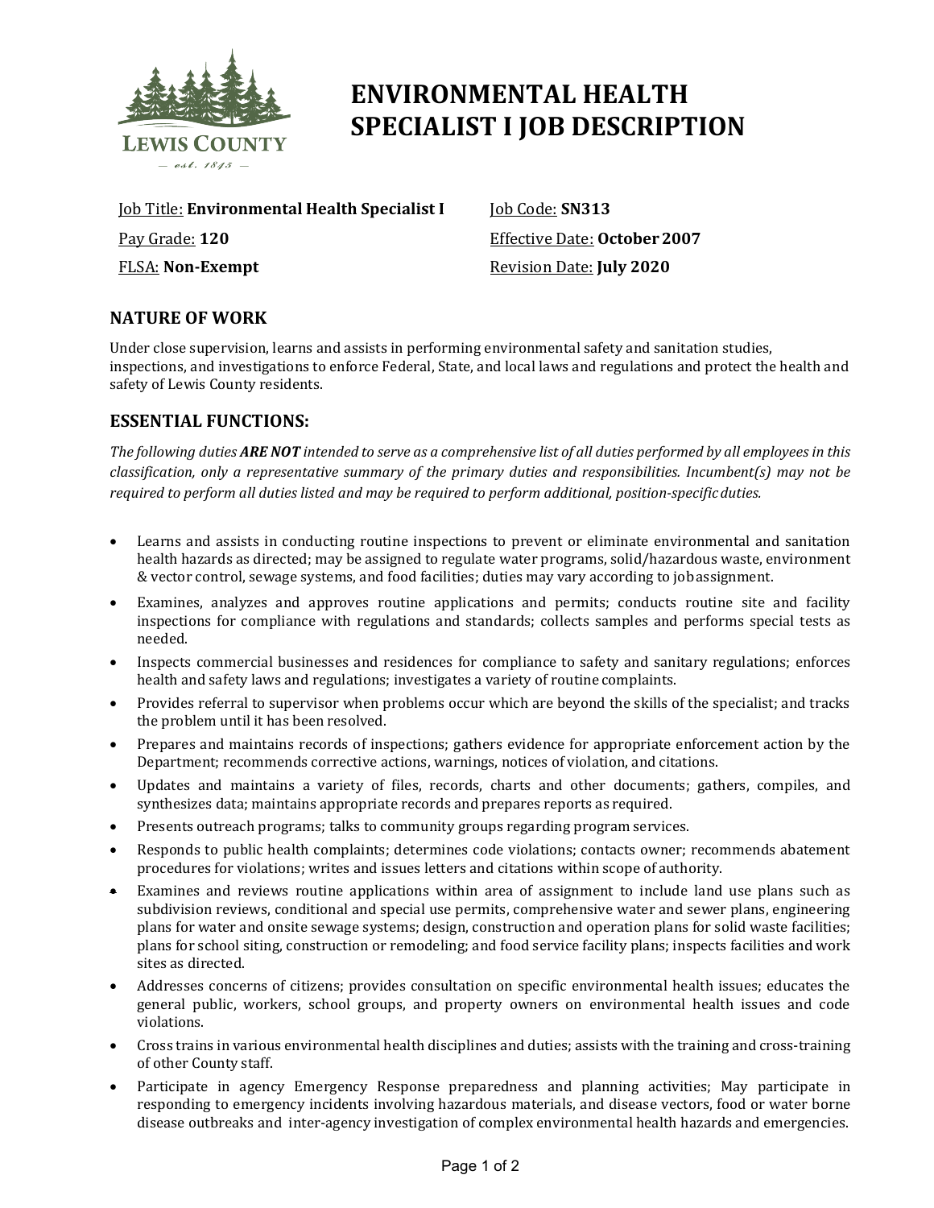# ENVIRONMENTAL HEALTH SPECIALIST I JOB DESCRIPTION

Job Title: **Environmental Health Specialist I**

Job Code: **SN313**

Pay Grade: **120**

Effective Date: **October 2007**

FLSA: **Non-Exempt**

Revision Date: **July 2020**

## NATURE OF WORK

Under close supervision, learns and assists in performing environmental safety and sanitation studies, inspections, and investigations to enforce Federal, State, and local laws and regulations and protect the health and safety of Lewis County residents.

## ESSENTIAL FUNCTIONS:

*The following duties **ARE NOT** intended to serve as a comprehensive list of all duties performed by all employees in this classification, only a representative summary of the primary duties and responsibilities. Incumbent(s) may not be required to perform all duties listed and may be required to perform additional, position-specific duties.*

- Learns and assists in conducting routine inspections to prevent or eliminate environmental and sanitation health hazards as directed; may be assigned to regulate water programs, solid/hazardous waste, environment & vector control, sewage systems, and food facilities; duties may vary according to job assignment.
- Examines, analyzes and approves routine applications and permits; conducts routine site and facility inspections for compliance with regulations and standards; collects samples and performs special tests as needed.
- Inspects commercial businesses and residences for compliance to safety and sanitary regulations; enforces health and safety laws and regulations; investigates a variety of routine complaints.
- Provides referral to supervisor when problems occur which are beyond the skills of the specialist; and tracks the problem until it has been resolved.
- Prepares and maintains records of inspections; gathers evidence for appropriate enforcement action by the Department; recommends corrective actions, warnings, notices of violation, and citations.
- Updates and maintains a variety of files, records, charts and other documents; gathers, compiles, and synthesizes data; maintains appropriate records and prepares reports as required.
- Presents outreach programs; talks to community groups regarding program services.
- Responds to public health complaints; determines code violations; contacts owner; recommends abatement procedures for violations; writes and issues letters and citations within scope of authority.
- Examines and reviews routine applications within area of assignment to include land use plans such as subdivision reviews, conditional and special use permits, comprehensive water and sewer plans, engineering plans for water and onsite sewage systems; design, construction and operation plans for solid waste facilities; plans for school siting, construction or remodeling; and food service facility plans; inspects facilities and work sites as directed.
- Addresses concerns of citizens; provides consultation on specific environmental health issues; educates the general public, workers, school groups, and property owners on environmental health issues and code violations.
- Cross trains in various environmental health disciplines and duties; assists with the training and cross-training of other County staff.
- Participate in agency Emergency Response preparedness and planning activities; May participate in responding to emergency incidents involving hazardous materials, and disease vectors, food or water borne disease outbreaks and inter-agency investigation of complex environmental health hazards and emergencies.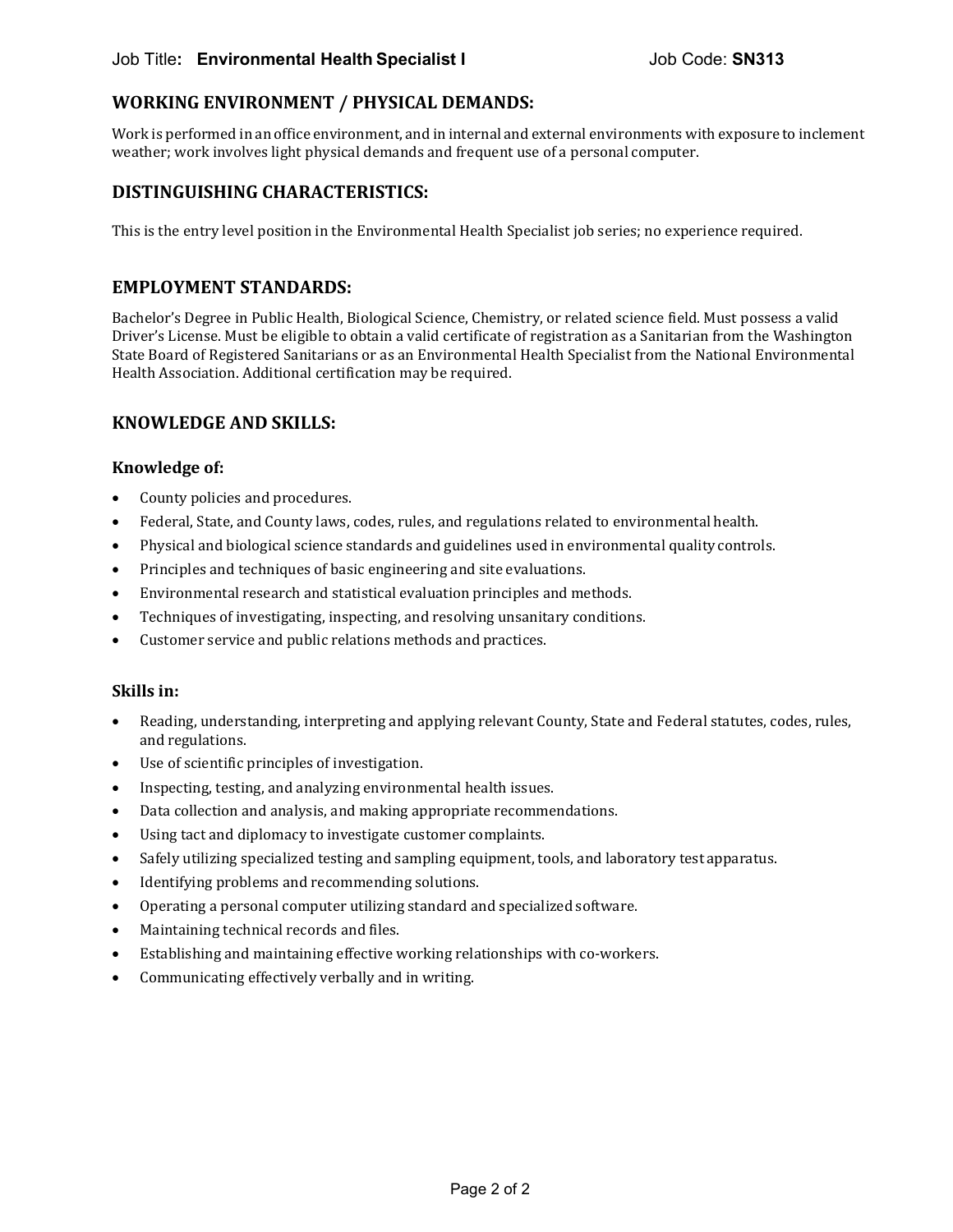## WORKING ENVIRONMENT / PHYSICAL DEMANDS:

Work is performed in an office environment, and in internal and external environments with exposure to inclement weather; work involves light physical demands and frequent use of a personal computer.

## DISTINGUISHING CHARACTERISTICS:

This is the entry level position in the Environmental Health Specialist job series; no experience required.

## EMPLOYMENT STANDARDS:

Bachelor's Degree in Public Health, Biological Science, Chemistry, or related science field. Must possess a valid Driver's License. Must be eligible to obtain a valid certificate of registration as a Sanitarian from the Washington State Board of Registered Sanitarians or as an Environmental Health Specialist from the National Environmental Health Association. Additional certification may be required.

## KNOWLEDGE AND SKILLS:

### Knowledge of:

- County policies and procedures.
- Federal, State, and County laws, codes, rules, and regulations related to environmental health.
- Physical and biological science standards and guidelines used in environmental quality controls.
- Principles and techniques of basic engineering and site evaluations.
- Environmental research and statistical evaluation principles and methods.
- Techniques of investigating, inspecting, and resolving unsanitary conditions.
- Customer service and public relations methods and practices.

### Skills in:

- Reading, understanding, interpreting and applying relevant County, State and Federal statutes, codes, rules, and regulations.
- Use of scientific principles of investigation.
- Inspecting, testing, and analyzing environmental health issues.
- Data collection and analysis, and making appropriate recommendations.
- Using tact and diplomacy to investigate customer complaints.
- Safely utilizing specialized testing and sampling equipment, tools, and laboratory test apparatus.
- Identifying problems and recommending solutions.
- Operating a personal computer utilizing standard and specialized software.
- Maintaining technical records and files.
- Establishing and maintaining effective working relationships with co-workers.
- Communicating effectively verbally and in writing.